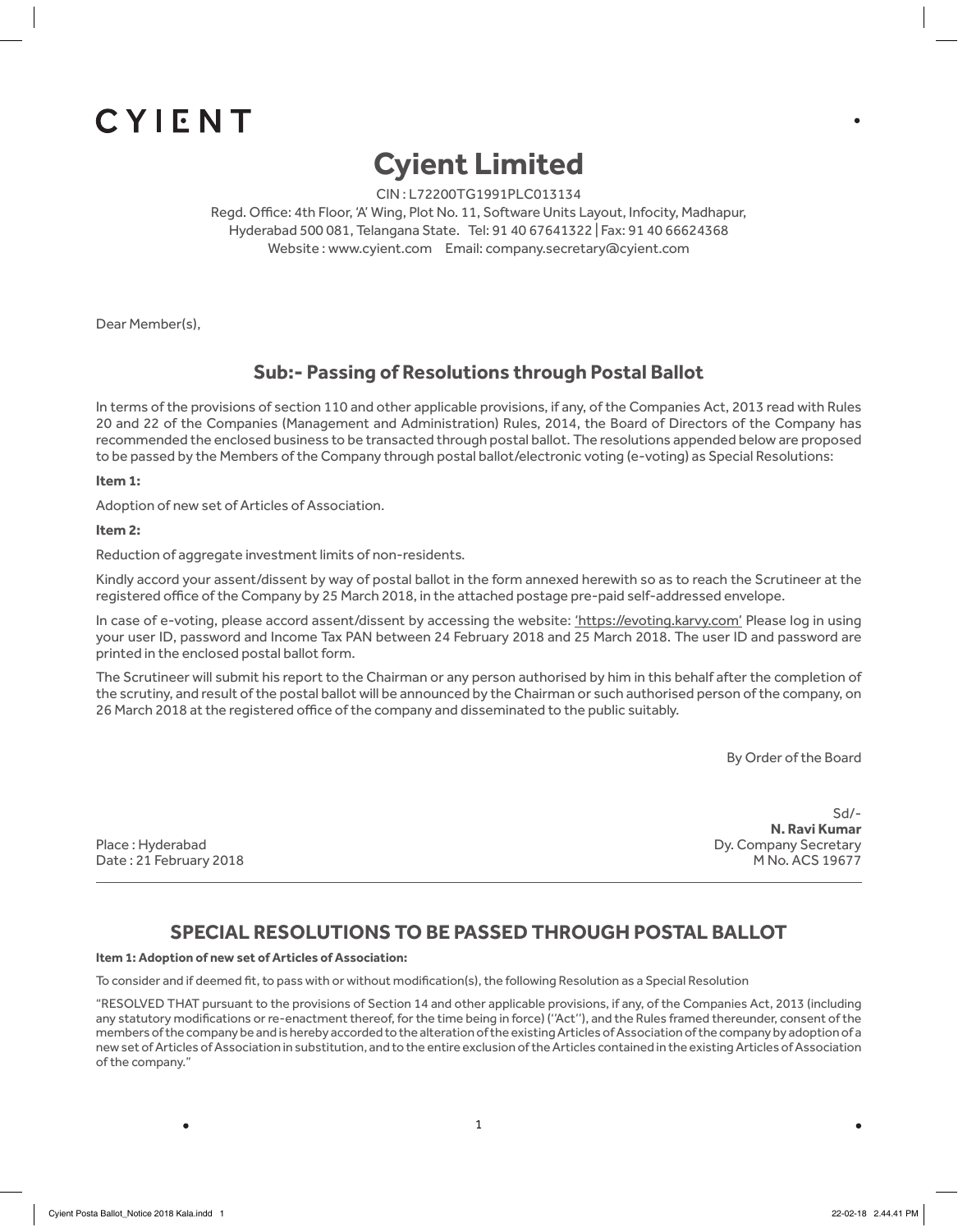CYIENT

# Cyient Limited

CIN : L72200TG1991PLC013134
Regd. Office: 4th Floor, 'A' Wing, Plot No. 11, Software Units Layout, Infocity, Madhapur,
Hyderabad 500 081, Telangana State. Tel: 91 40 67641322 | Fax: 91 40 66624368
Website : www.cyient.com Email: company.secretary@cyient.com

Dear Member(s),

## Sub:- Passing of Resolutions through Postal Ballot

In terms of the provisions of section 110 and other applicable provisions, if any, of the Companies Act, 2013 read with Rules 20 and 22 of the Companies (Management and Administration) Rules, 2014, the Board of Directors of the Company has recommended the enclosed business to be transacted through postal ballot. The resolutions appended below are proposed to be passed by the Members of the Company through postal ballot/electronic voting (e-voting) as Special Resolutions:

**Item 1:**

Adoption of new set of Articles of Association.

**Item 2:**

Reduction of aggregate investment limits of non-residents.

Kindly accord your assent/dissent by way of postal ballot in the form annexed herewith so as to reach the Scrutineer at the registered office of the Company by 25 March 2018, in the attached postage pre-paid self-addressed envelope.

In case of e-voting, please accord assent/dissent by accessing the website: 'https://evoting.karvy.com' Please log in using your user ID, password and Income Tax PAN between 24 February 2018 and 25 March 2018. The user ID and password are printed in the enclosed postal ballot form.

The Scrutineer will submit his report to the Chairman or any person authorised by him in this behalf after the completion of the scrutiny, and result of the postal ballot will be announced by the Chairman or such authorised person of the company, on 26 March 2018 at the registered office of the company and disseminated to the public suitably.

By Order of the Board

Sd/-
**N. Ravi Kumar**
Dy. Company Secretary
M No. ACS 19677

Place : Hyderabad
Date : 21 February 2018

---

## SPECIAL RESOLUTIONS TO BE PASSED THROUGH POSTAL BALLOT

**Item 1: Adoption of new set of Articles of Association:**

To consider and if deemed fit, to pass with or without modification(s), the following Resolution as a Special Resolution

"RESOLVED THAT pursuant to the provisions of Section 14 and other applicable provisions, if any, of the Companies Act, 2013 (including any statutory modifications or re-enactment thereof, for the time being in force) (''Act''), and the Rules framed thereunder, consent of the members of the company be and is hereby accorded to the alteration of the existing Articles of Association of the company by adoption of a new set of Articles of Association in substitution, and to the entire exclusion of the Articles contained in the existing Articles of Association of the company."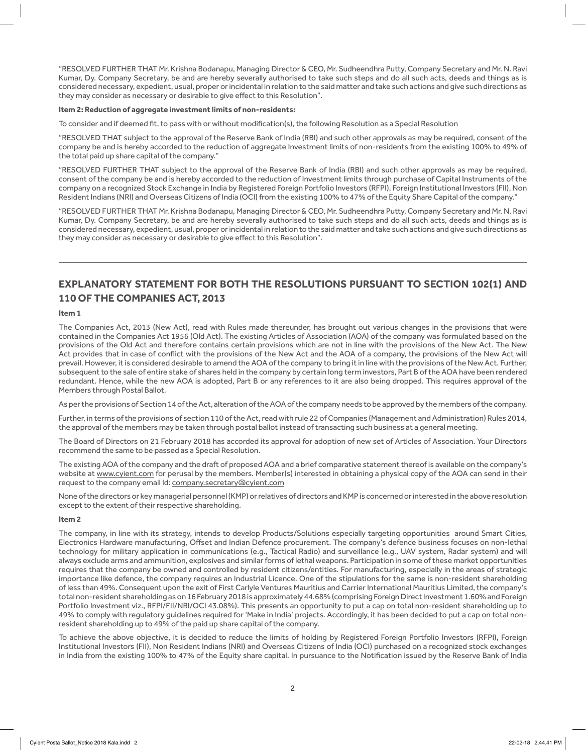"RESOLVED FURTHER THAT Mr. Krishna Bodanapu, Managing Director & CEO, Mr. Sudheendhra Putty, Company Secretary and Mr. N. Ravi Kumar, Dy. Company Secretary, be and are hereby severally authorised to take such steps and do all such acts, deeds and things as is considered necessary, expedient, usual, proper or incidental in relation to the said matter and take such actions and give such directions as they may consider as necessary or desirable to give effect to this Resolution".

**Item 2: Reduction of aggregate investment limits of non-residents:**

To consider and if deemed fit, to pass with or without modification(s), the following Resolution as a Special Resolution

"RESOLVED THAT subject to the approval of the Reserve Bank of India (RBI) and such other approvals as may be required, consent of the company be and is hereby accorded to the reduction of aggregate Investment limits of non-residents from the existing 100% to 49% of the total paid up share capital of the company."

"RESOLVED FURTHER THAT subject to the approval of the Reserve Bank of India (RBI) and such other approvals as may be required, consent of the company be and is hereby accorded to the reduction of Investment limits through purchase of Capital Instruments of the company on a recognized Stock Exchange in India by Registered Foreign Portfolio Investors (RFPI), Foreign Institutional Investors (FII), Non Resident Indians (NRI) and Overseas Citizens of India (OCI) from the existing 100% to 47% of the Equity Share Capital of the company."

"RESOLVED FURTHER THAT Mr. Krishna Bodanapu, Managing Director & CEO, Mr. Sudheendhra Putty, Company Secretary and Mr. N. Ravi Kumar, Dy. Company Secretary, be and are hereby severally authorised to take such steps and do all such acts, deeds and things as is considered necessary, expedient, usual, proper or incidental in relation to the said matter and take such actions and give such directions as they may consider as necessary or desirable to give effect to this Resolution".

---

## EXPLANATORY STATEMENT FOR BOTH THE RESOLUTIONS PURSUANT TO SECTION 102(1) AND 110 OF THE COMPANIES ACT, 2013

**Item 1**

The Companies Act, 2013 (New Act), read with Rules made thereunder, has brought out various changes in the provisions that were contained in the Companies Act 1956 (Old Act). The existing Articles of Association (AOA) of the company was formulated based on the provisions of the Old Act and therefore contains certain provisions which are not in line with the provisions of the New Act. The New Act provides that in case of conflict with the provisions of the New Act and the AOA of a company, the provisions of the New Act will prevail. However, it is considered desirable to amend the AOA of the company to bring it in line with the provisions of the New Act. Further, subsequent to the sale of entire stake of shares held in the company by certain long term investors, Part B of the AOA have been rendered redundant. Hence, while the new AOA is adopted, Part B or any references to it are also being dropped. This requires approval of the Members through Postal Ballot.

As per the provisions of Section 14 of the Act, alteration of the AOA of the company needs to be approved by the members of the company.

Further, in terms of the provisions of section 110 of the Act, read with rule 22 of Companies (Management and Administration) Rules 2014, the approval of the members may be taken through postal ballot instead of transacting such business at a general meeting.

The Board of Directors on 21 February 2018 has accorded its approval for adoption of new set of Articles of Association. Your Directors recommend the same to be passed as a Special Resolution.

The existing AOA of the company and the draft of proposed AOA and a brief comparative statement thereof is available on the company's website at www.cyient.com for perusal by the members. Member(s) interested in obtaining a physical copy of the AOA can send in their request to the company email Id: company.secretary@cyient.com

None of the directors or key managerial personnel (KMP) or relatives of directors and KMP is concerned or interested in the above resolution except to the extent of their respective shareholding.

**Item 2**

The company, in line with its strategy, intends to develop Products/Solutions especially targeting opportunities around Smart Cities, Electronics Hardware manufacturing, Offset and Indian Defence procurement. The company's defence business focuses on non-lethal technology for military application in communications (e.g., Tactical Radio) and surveillance (e.g., UAV system, Radar system) and will always exclude arms and ammunition, explosives and similar forms of lethal weapons. Participation in some of these market opportunities requires that the company be owned and controlled by resident citizens/entities. For manufacturing, especially in the areas of strategic importance like defence, the company requires an Industrial Licence. One of the stipulations for the same is non-resident shareholding of less than 49%. Consequent upon the exit of First Carlyle Ventures Mauritius and Carrier International Mauritius Limited, the company's total non-resident shareholding as on 16 February 2018 is approximately 44.68% (comprising Foreign Direct Investment 1.60% and Foreign Portfolio Investment viz., RFPI/FII/NRI/OCI 43.08%). This presents an opportunity to put a cap on total non-resident shareholding up to 49% to comply with regulatory guidelines required for 'Make in India' projects. Accordingly, it has been decided to put a cap on total non-resident shareholding up to 49% of the paid up share capital of the company.

To achieve the above objective, it is decided to reduce the limits of holding by Registered Foreign Portfolio Investors (RFPI), Foreign Institutional Investors (FII), Non Resident Indians (NRI) and Overseas Citizens of India (OCI) purchased on a recognized stock exchanges in India from the existing 100% to 47% of the Equity share capital. In pursuance to the Notification issued by the Reserve Bank of India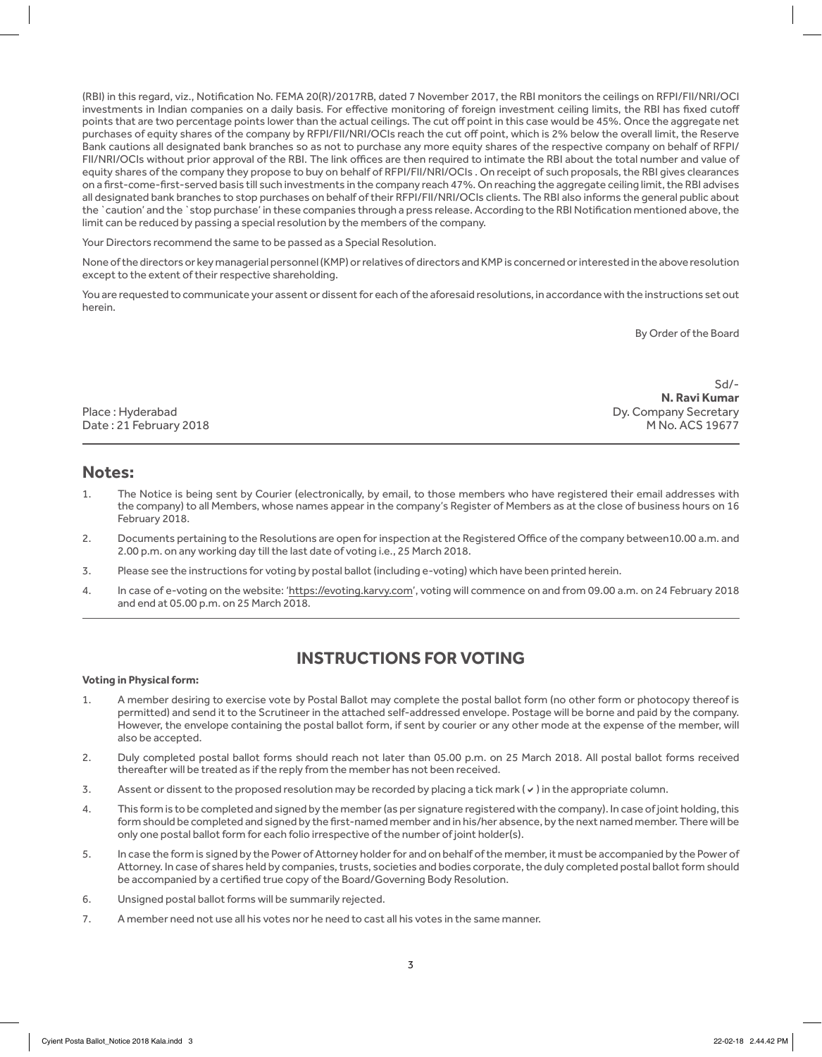(RBI) in this regard, viz., Notification No. FEMA 20(R)/2017RB, dated 7 November 2017, the RBI monitors the ceilings on RFPI/FII/NRI/OCI investments in Indian companies on a daily basis. For effective monitoring of foreign investment ceiling limits, the RBI has fixed cutoff points that are two percentage points lower than the actual ceilings. The cut off point in this case would be 45%. Once the aggregate net purchases of equity shares of the company by RFPI/FII/NRI/OCIs reach the cut off point, which is 2% below the overall limit, the Reserve Bank cautions all designated bank branches so as not to purchase any more equity shares of the respective company on behalf of RFPI/FII/NRI/OCIs without prior approval of the RBI. The link offices are then required to intimate the RBI about the total number and value of equity shares of the company they propose to buy on behalf of RFPI/FII/NRI/OCIs . On receipt of such proposals, the RBI gives clearances on a first-come-first-served basis till such investments in the company reach 47%. On reaching the aggregate ceiling limit, the RBI advises all designated bank branches to stop purchases on behalf of their RFPI/FII/NRI/OCIs clients. The RBI also informs the general public about the `caution' and the `stop purchase' in these companies through a press release. According to the RBI Notification mentioned above, the limit can be reduced by passing a special resolution by the members of the company.

Your Directors recommend the same to be passed as a Special Resolution.

None of the directors or key managerial personnel (KMP) or relatives of directors and KMP is concerned or interested in the above resolution except to the extent of their respective shareholding.

You are requested to communicate your assent or dissent for each of the aforesaid resolutions, in accordance with the instructions set out herein.

By Order of the Board

Sd/-
**N. Ravi Kumar**
Dy. Company Secretary
M No. ACS 19677

Place : Hyderabad
Date : 21 February 2018

## Notes:

1. The Notice is being sent by Courier (electronically, by email, to those members who have registered their email addresses with the company) to all Members, whose names appear in the company's Register of Members as at the close of business hours on 16 February 2018.
2. Documents pertaining to the Resolutions are open for inspection at the Registered Office of the company between10.00 a.m. and 2.00 p.m. on any working day till the last date of voting i.e., 25 March 2018.
3. Please see the instructions for voting by postal ballot (including e-voting) which have been printed herein.
4. In case of e-voting on the website: 'https://evoting.karvy.com', voting will commence on and from 09.00 a.m. on 24 February 2018 and end at 05.00 p.m. on 25 March 2018.

## INSTRUCTIONS FOR VOTING

**Voting in Physical form:**

1. A member desiring to exercise vote by Postal Ballot may complete the postal ballot form (no other form or photocopy thereof is permitted) and send it to the Scrutineer in the attached self-addressed envelope. Postage will be borne and paid by the company. However, the envelope containing the postal ballot form, if sent by courier or any other mode at the expense of the member, will also be accepted.
2. Duly completed postal ballot forms should reach not later than 05.00 p.m. on 25 March 2018. All postal ballot forms received thereafter will be treated as if the reply from the member has not been received.
3. Assent or dissent to the proposed resolution may be recorded by placing a tick mark ( ✔ ) in the appropriate column.
4. This form is to be completed and signed by the member (as per signature registered with the company). In case of joint holding, this form should be completed and signed by the first-named member and in his/her absence, by the next named member. There will be only one postal ballot form for each folio irrespective of the number of joint holder(s).
5. In case the form is signed by the Power of Attorney holder for and on behalf of the member, it must be accompanied by the Power of Attorney. In case of shares held by companies, trusts, societies and bodies corporate, the duly completed postal ballot form should be accompanied by a certified true copy of the Board/Governing Body Resolution.
6. Unsigned postal ballot forms will be summarily rejected.
7. A member need not use all his votes nor he need to cast all his votes in the same manner.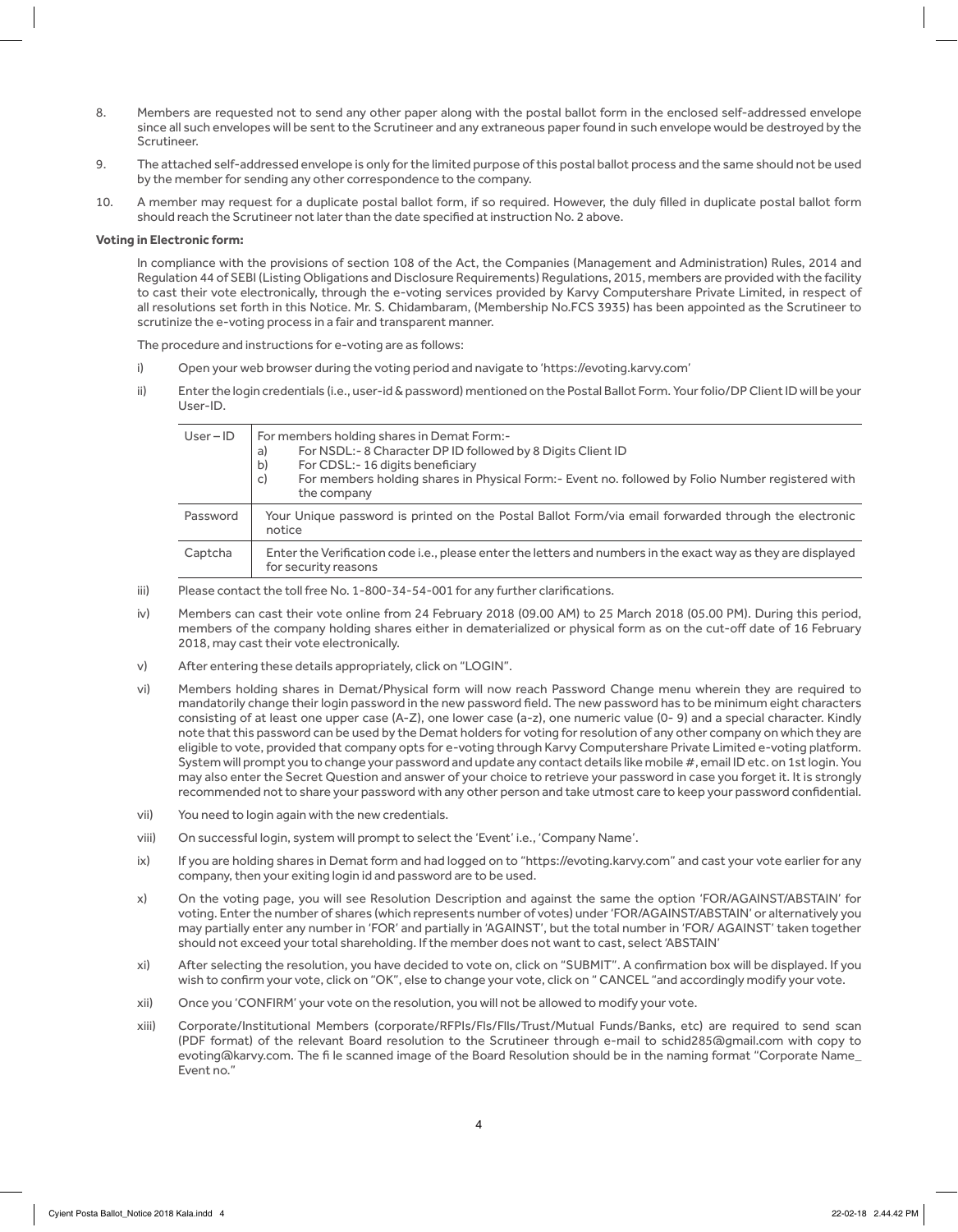8. Members are requested not to send any other paper along with the postal ballot form in the enclosed self-addressed envelope since all such envelopes will be sent to the Scrutineer and any extraneous paper found in such envelope would be destroyed by the Scrutineer.

9. The attached self-addressed envelope is only for the limited purpose of this postal ballot process and the same should not be used by the member for sending any other correspondence to the company.

10. A member may request for a duplicate postal ballot form, if so required. However, the duly filled in duplicate postal ballot form should reach the Scrutineer not later than the date specified at instruction No. 2 above.

**Voting in Electronic form:**

In compliance with the provisions of section 108 of the Act, the Companies (Management and Administration) Rules, 2014 and Regulation 44 of SEBI (Listing Obligations and Disclosure Requirements) Regulations, 2015, members are provided with the facility to cast their vote electronically, through the e-voting services provided by Karvy Computershare Private Limited, in respect of all resolutions set forth in this Notice. Mr. S. Chidambaram, (Membership No.FCS 3935) has been appointed as the Scrutineer to scrutinize the e-voting process in a fair and transparent manner.

The procedure and instructions for e-voting are as follows:

i) Open your web browser during the voting period and navigate to 'https://evoting.karvy.com'

ii) Enter the login credentials (i.e., user-id & password) mentioned on the Postal Ballot Form. Your folio/DP Client ID will be your User-ID.

| | |
|---|---|
| User – ID | For members holding shares in Demat Form:-<br>a) For NSDL:- 8 Character DP ID followed by 8 Digits Client ID<br>b) For CDSL:- 16 digits beneficiary<br>c) For members holding shares in Physical Form:- Event no. followed by Folio Number registered with the company |
| Password | Your Unique password is printed on the Postal Ballot Form/via email forwarded through the electronic notice |
| Captcha | Enter the Verification code i.e., please enter the letters and numbers in the exact way as they are displayed for security reasons |

iii) Please contact the toll free No. 1-800-34-54-001 for any further clarifications.

iv) Members can cast their vote online from 24 February 2018 (09.00 AM) to 25 March 2018 (05.00 PM). During this period, members of the company holding shares either in dematerialized or physical form as on the cut-off date of 16 February 2018, may cast their vote electronically.

v) After entering these details appropriately, click on "LOGIN".

vi) Members holding shares in Demat/Physical form will now reach Password Change menu wherein they are required to mandatorily change their login password in the new password field. The new password has to be minimum eight characters consisting of at least one upper case (A-Z), one lower case (a-z), one numeric value (0- 9) and a special character. Kindly note that this password can be used by the Demat holders for voting for resolution of any other company on which they are eligible to vote, provided that company opts for e-voting through Karvy Computershare Private Limited e-voting platform. System will prompt you to change your password and update any contact details like mobile #, email ID etc. on 1st login. You may also enter the Secret Question and answer of your choice to retrieve your password in case you forget it. It is strongly recommended not to share your password with any other person and take utmost care to keep your password confidential.

vii) You need to login again with the new credentials.

viii) On successful login, system will prompt to select the 'Event' i.e., 'Company Name'.

ix) If you are holding shares in Demat form and had logged on to "https://evoting.karvy.com" and cast your vote earlier for any company, then your exiting login id and password are to be used.

x) On the voting page, you will see Resolution Description and against the same the option 'FOR/AGAINST/ABSTAIN' for voting. Enter the number of shares (which represents number of votes) under 'FOR/AGAINST/ABSTAIN' or alternatively you may partially enter any number in 'FOR' and partially in 'AGAINST', but the total number in 'FOR/ AGAINST' taken together should not exceed your total shareholding. If the member does not want to cast, select 'ABSTAIN'

xi) After selecting the resolution, you have decided to vote on, click on "SUBMIT". A confirmation box will be displayed. If you wish to confirm your vote, click on "OK", else to change your vote, click on " CANCEL "and accordingly modify your vote.

xii) Once you 'CONFIRM' your vote on the resolution, you will not be allowed to modify your vote.

xiii) Corporate/Institutional Members (corporate/RFPIs/FIs/FIIs/Trust/Mutual Funds/Banks, etc) are required to send scan (PDF format) of the relevant Board resolution to the Scrutineer through e-mail to schid285@gmail.com with copy to evoting@karvy.com. The fi le scanned image of the Board Resolution should be in the naming format "Corporate Name_ Event no."